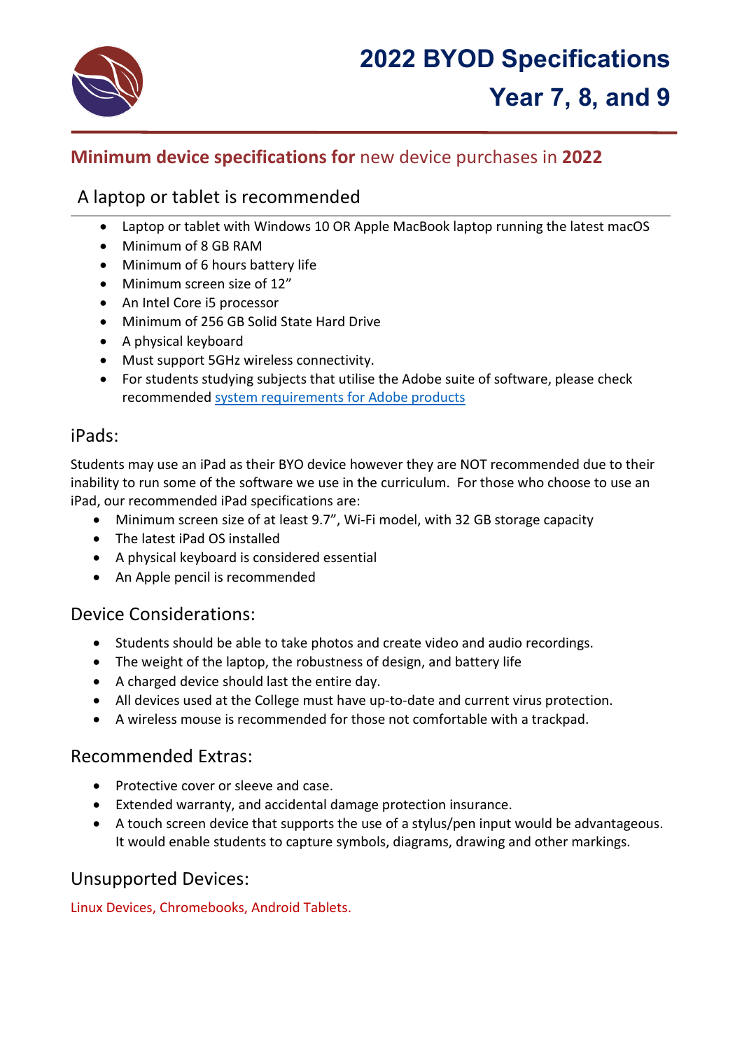# 2022 BYOD Specifications

# Year 7, 8, and 9

## **Minimum device specifications for** new device purchases in **2022**

### A laptop or tablet is recommended

- Laptop or tablet with Windows 10 OR Apple MacBook laptop running the latest macOS
- Minimum of 8 GB RAM
- Minimum of 6 hours battery life
- Minimum screen size of 12”
- An Intel Core i5 processor
- Minimum of 256 GB Solid State Hard Drive
- A physical keyboard
- Must support 5GHz wireless connectivity.
- For students studying subjects that utilise the Adobe suite of software, please check recommended system requirements for Adobe products

### iPads:

Students may use an iPad as their BYO device however they are NOT recommended due to their inability to run some of the software we use in the curriculum. For those who choose to use an iPad, our recommended iPad specifications are:

- Minimum screen size of at least 9.7”, Wi-Fi model, with 32 GB storage capacity
- The latest iPad OS installed
- A physical keyboard is considered essential
- An Apple pencil is recommended

### Device Considerations:

- Students should be able to take photos and create video and audio recordings.
- The weight of the laptop, the robustness of design, and battery life
- A charged device should last the entire day.
- All devices used at the College must have up-to-date and current virus protection.
- A wireless mouse is recommended for those not comfortable with a trackpad.

### Recommended Extras:

- Protective cover or sleeve and case.
- Extended warranty, and accidental damage protection insurance.
- A touch screen device that supports the use of a stylus/pen input would be advantageous. It would enable students to capture symbols, diagrams, drawing and other markings.

### Unsupported Devices:

Linux Devices, Chromebooks, Android Tablets.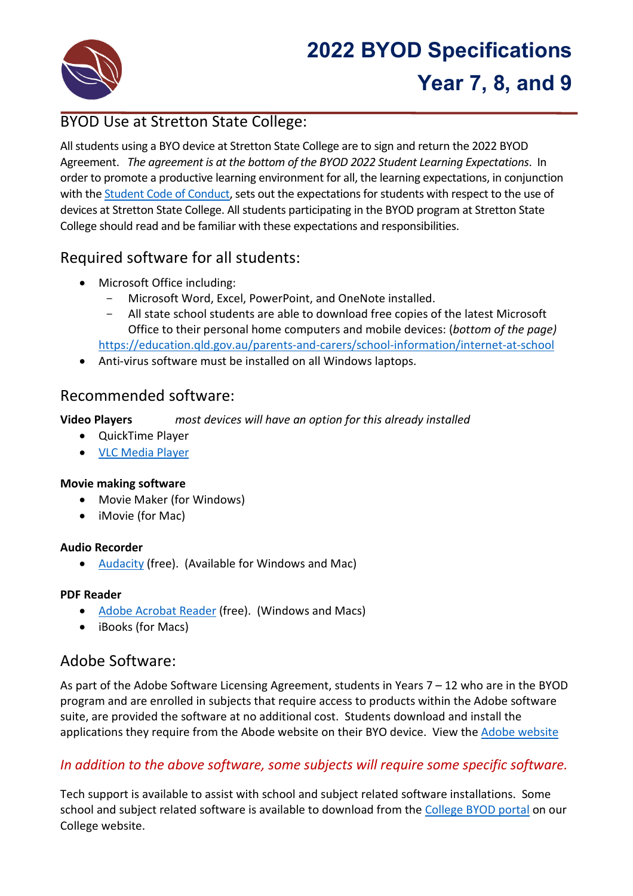# 2022 BYOD Specifications

# Year 7, 8, and 9

## BYOD Use at Stretton State College:

All students using a BYO device at Stretton State College are to sign and return the 2022 BYOD Agreement. *The agreement is at the bottom of the BYOD 2022 Student Learning Expectations*. In order to promote a productive learning environment for all, the learning expectations, in conjunction with the Student Code of Conduct, sets out the expectations for students with respect to the use of devices at Stretton State College. All students participating in the BYOD program at Stretton State College should read and be familiar with these expectations and responsibilities.

## Required software for all students:

- Microsoft Office including:
  - Microsoft Word, Excel, PowerPoint, and OneNote installed.
  - All state school students are able to download free copies of the latest Microsoft Office to their personal home computers and mobile devices: (*bottom of the page)*
  https://education.qld.gov.au/parents-and-carers/school-information/internet-at-school
- Anti-virus software must be installed on all Windows laptops.

## Recommended software:

**Video Players** *most devices will have an option for this already installed*

- QuickTime Player
- VLC Media Player

**Movie making software**

- Movie Maker (for Windows)
- iMovie (for Mac)

**Audio Recorder**

- Audacity (free). (Available for Windows and Mac)

**PDF Reader**

- Adobe Acrobat Reader (free). (Windows and Macs)
- iBooks (for Macs)

## Adobe Software:

As part of the Adobe Software Licensing Agreement, students in Years 7 – 12 who are in the BYOD program and are enrolled in subjects that require access to products within the Adobe software suite, are provided the software at no additional cost. Students download and install the applications they require from the Abode website on their BYO device. View the Adobe website

*In addition to the above software, some subjects will require some specific software.*

Tech support is available to assist with school and subject related software installations. Some school and subject related software is available to download from the College BYOD portal on our College website.